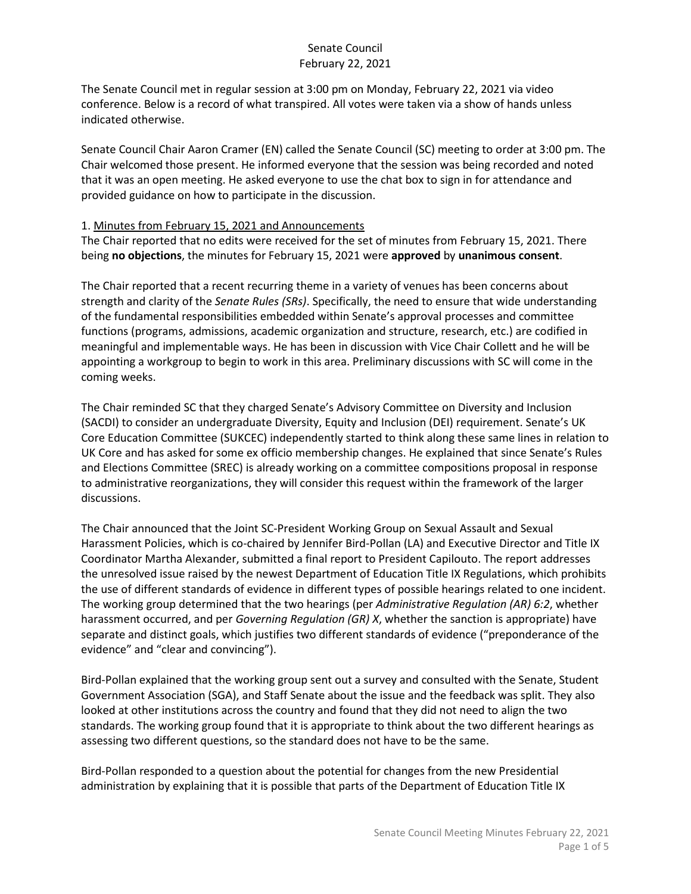# Senate Council
February 22, 2021

The Senate Council met in regular session at 3:00 pm on Monday, February 22, 2021 via video conference. Below is a record of what transpired. All votes were taken via a show of hands unless indicated otherwise.

Senate Council Chair Aaron Cramer (EN) called the Senate Council (SC) meeting to order at 3:00 pm. The Chair welcomed those present. He informed everyone that the session was being recorded and noted that it was an open meeting. He asked everyone to use the chat box to sign in for attendance and provided guidance on how to participate in the discussion.

1. Minutes from February 15, 2021 and Announcements

The Chair reported that no edits were received for the set of minutes from February 15, 2021. There being **no objections**, the minutes for February 15, 2021 were **approved** by **unanimous consent**.

The Chair reported that a recent recurring theme in a variety of venues has been concerns about strength and clarity of the *Senate Rules (SRs)*. Specifically, the need to ensure that wide understanding of the fundamental responsibilities embedded within Senate's approval processes and committee functions (programs, admissions, academic organization and structure, research, etc.) are codified in meaningful and implementable ways. He has been in discussion with Vice Chair Collett and he will be appointing a workgroup to begin to work in this area. Preliminary discussions with SC will come in the coming weeks.

The Chair reminded SC that they charged Senate's Advisory Committee on Diversity and Inclusion (SACDI) to consider an undergraduate Diversity, Equity and Inclusion (DEI) requirement. Senate's UK Core Education Committee (SUKCEC) independently started to think along these same lines in relation to UK Core and has asked for some ex officio membership changes. He explained that since Senate's Rules and Elections Committee (SREC) is already working on a committee compositions proposal in response to administrative reorganizations, they will consider this request within the framework of the larger discussions.

The Chair announced that the Joint SC-President Working Group on Sexual Assault and Sexual Harassment Policies, which is co-chaired by Jennifer Bird-Pollan (LA) and Executive Director and Title IX Coordinator Martha Alexander, submitted a final report to President Capilouto. The report addresses the unresolved issue raised by the newest Department of Education Title IX Regulations, which prohibits the use of different standards of evidence in different types of possible hearings related to one incident. The working group determined that the two hearings (per *Administrative Regulation (AR) 6:2*, whether harassment occurred, and per *Governing Regulation (GR) X*, whether the sanction is appropriate) have separate and distinct goals, which justifies two different standards of evidence ("preponderance of the evidence" and "clear and convincing").

Bird-Pollan explained that the working group sent out a survey and consulted with the Senate, Student Government Association (SGA), and Staff Senate about the issue and the feedback was split. They also looked at other institutions across the country and found that they did not need to align the two standards. The working group found that it is appropriate to think about the two different hearings as assessing two different questions, so the standard does not have to be the same.

Bird-Pollan responded to a question about the potential for changes from the new Presidential administration by explaining that it is possible that parts of the Department of Education Title IX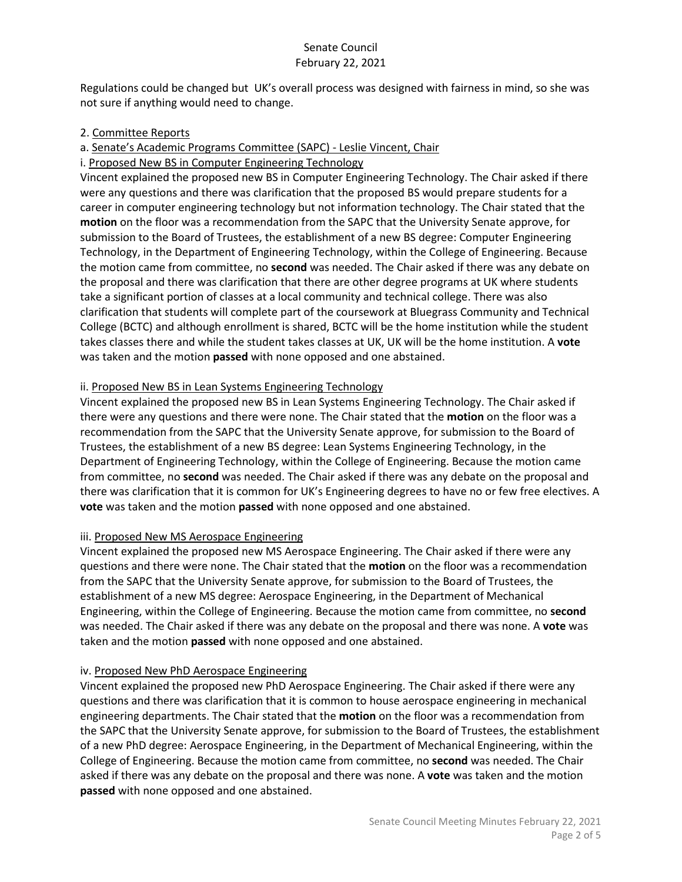Regulations could be changed but UK's overall process was designed with fairness in mind, so she was not sure if anything would need to change.

2. Committee Reports

a. Senate's Academic Programs Committee (SAPC) - Leslie Vincent, Chair

i. Proposed New BS in Computer Engineering Technology

Vincent explained the proposed new BS in Computer Engineering Technology. The Chair asked if there were any questions and there was clarification that the proposed BS would prepare students for a career in computer engineering technology but not information technology. The Chair stated that the **motion** on the floor was a recommendation from the SAPC that the University Senate approve, for submission to the Board of Trustees, the establishment of a new BS degree: Computer Engineering Technology, in the Department of Engineering Technology, within the College of Engineering. Because the motion came from committee, no **second** was needed. The Chair asked if there was any debate on the proposal and there was clarification that there are other degree programs at UK where students take a significant portion of classes at a local community and technical college. There was also clarification that students will complete part of the coursework at Bluegrass Community and Technical College (BCTC) and although enrollment is shared, BCTC will be the home institution while the student takes classes there and while the student takes classes at UK, UK will be the home institution. A **vote** was taken and the motion **passed** with none opposed and one abstained.

ii. Proposed New BS in Lean Systems Engineering Technology

Vincent explained the proposed new BS in Lean Systems Engineering Technology. The Chair asked if there were any questions and there were none. The Chair stated that the **motion** on the floor was a recommendation from the SAPC that the University Senate approve, for submission to the Board of Trustees, the establishment of a new BS degree: Lean Systems Engineering Technology, in the Department of Engineering Technology, within the College of Engineering. Because the motion came from committee, no **second** was needed. The Chair asked if there was any debate on the proposal and there was clarification that it is common for UK's Engineering degrees to have no or few free electives. A **vote** was taken and the motion **passed** with none opposed and one abstained.

iii. Proposed New MS Aerospace Engineering

Vincent explained the proposed new MS Aerospace Engineering. The Chair asked if there were any questions and there were none. The Chair stated that the **motion** on the floor was a recommendation from the SAPC that the University Senate approve, for submission to the Board of Trustees, the establishment of a new MS degree: Aerospace Engineering, in the Department of Mechanical Engineering, within the College of Engineering. Because the motion came from committee, no **second** was needed. The Chair asked if there was any debate on the proposal and there was none. A **vote** was taken and the motion **passed** with none opposed and one abstained.

iv. Proposed New PhD Aerospace Engineering

Vincent explained the proposed new PhD Aerospace Engineering. The Chair asked if there were any questions and there was clarification that it is common to house aerospace engineering in mechanical engineering departments. The Chair stated that the **motion** on the floor was a recommendation from the SAPC that the University Senate approve, for submission to the Board of Trustees, the establishment of a new PhD degree: Aerospace Engineering, in the Department of Mechanical Engineering, within the College of Engineering. Because the motion came from committee, no **second** was needed. The Chair asked if there was any debate on the proposal and there was none. A **vote** was taken and the motion **passed** with none opposed and one abstained.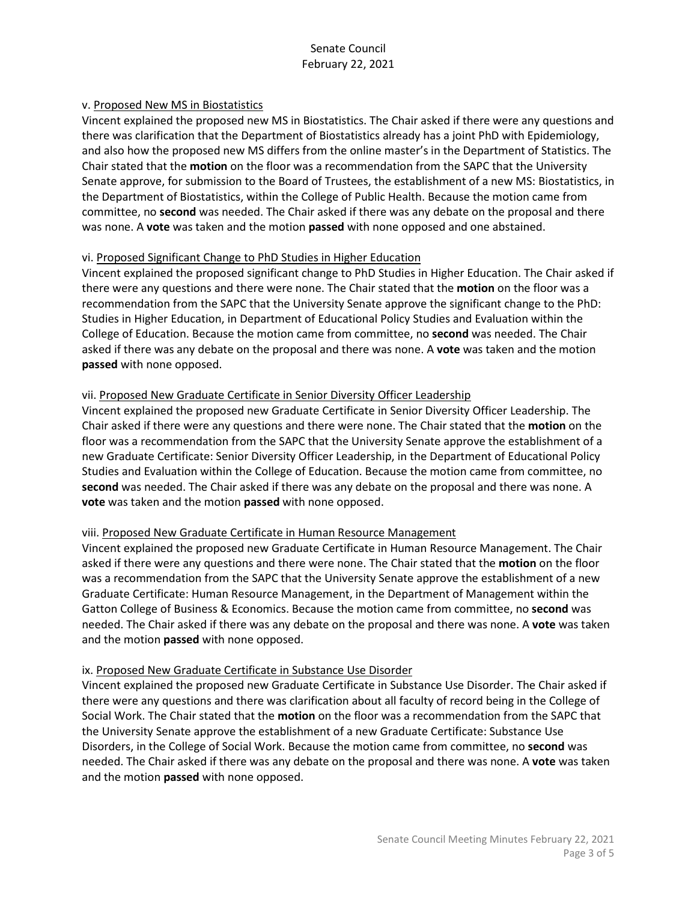v. Proposed New MS in Biostatistics

Vincent explained the proposed new MS in Biostatistics. The Chair asked if there were any questions and there was clarification that the Department of Biostatistics already has a joint PhD with Epidemiology, and also how the proposed new MS differs from the online master's in the Department of Statistics. The Chair stated that the **motion** on the floor was a recommendation from the SAPC that the University Senate approve, for submission to the Board of Trustees, the establishment of a new MS: Biostatistics, in the Department of Biostatistics, within the College of Public Health. Because the motion came from committee, no **second** was needed. The Chair asked if there was any debate on the proposal and there was none. A **vote** was taken and the motion **passed** with none opposed and one abstained.

vi. Proposed Significant Change to PhD Studies in Higher Education

Vincent explained the proposed significant change to PhD Studies in Higher Education. The Chair asked if there were any questions and there were none. The Chair stated that the **motion** on the floor was a recommendation from the SAPC that the University Senate approve the significant change to the PhD: Studies in Higher Education, in Department of Educational Policy Studies and Evaluation within the College of Education. Because the motion came from committee, no **second** was needed. The Chair asked if there was any debate on the proposal and there was none. A **vote** was taken and the motion **passed** with none opposed.

vii. Proposed New Graduate Certificate in Senior Diversity Officer Leadership

Vincent explained the proposed new Graduate Certificate in Senior Diversity Officer Leadership. The Chair asked if there were any questions and there were none. The Chair stated that the **motion** on the floor was a recommendation from the SAPC that the University Senate approve the establishment of a new Graduate Certificate: Senior Diversity Officer Leadership, in the Department of Educational Policy Studies and Evaluation within the College of Education. Because the motion came from committee, no **second** was needed. The Chair asked if there was any debate on the proposal and there was none. A **vote** was taken and the motion **passed** with none opposed.

viii. Proposed New Graduate Certificate in Human Resource Management

Vincent explained the proposed new Graduate Certificate in Human Resource Management. The Chair asked if there were any questions and there were none. The Chair stated that the **motion** on the floor was a recommendation from the SAPC that the University Senate approve the establishment of a new Graduate Certificate: Human Resource Management, in the Department of Management within the Gatton College of Business & Economics. Because the motion came from committee, no **second** was needed. The Chair asked if there was any debate on the proposal and there was none. A **vote** was taken and the motion **passed** with none opposed.

ix. Proposed New Graduate Certificate in Substance Use Disorder

Vincent explained the proposed new Graduate Certificate in Substance Use Disorder. The Chair asked if there were any questions and there was clarification about all faculty of record being in the College of Social Work. The Chair stated that the **motion** on the floor was a recommendation from the SAPC that the University Senate approve the establishment of a new Graduate Certificate: Substance Use Disorders, in the College of Social Work. Because the motion came from committee, no **second** was needed. The Chair asked if there was any debate on the proposal and there was none. A **vote** was taken and the motion **passed** with none opposed.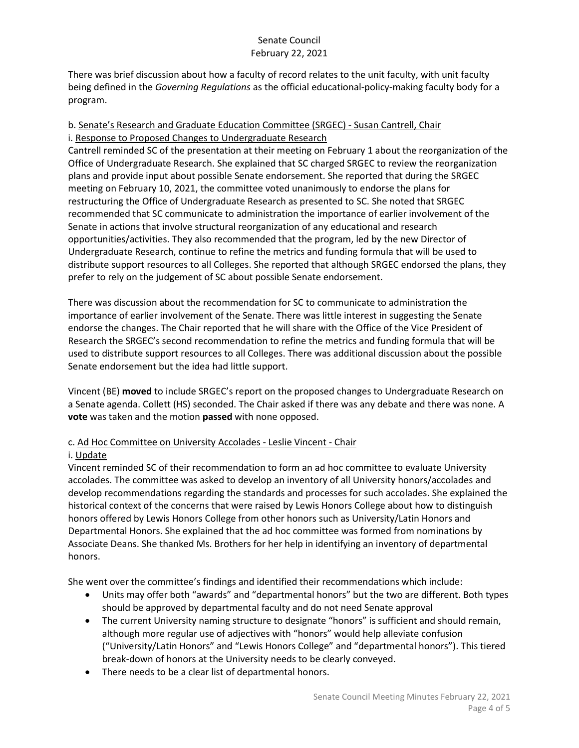There was brief discussion about how a faculty of record relates to the unit faculty, with unit faculty being defined in the *Governing Regulations* as the official educational-policy-making faculty body for a program.

b. Senate's Research and Graduate Education Committee (SRGEC) - Susan Cantrell, Chair

i. Response to Proposed Changes to Undergraduate Research

Cantrell reminded SC of the presentation at their meeting on February 1 about the reorganization of the Office of Undergraduate Research. She explained that SC charged SRGEC to review the reorganization plans and provide input about possible Senate endorsement. She reported that during the SRGEC meeting on February 10, 2021, the committee voted unanimously to endorse the plans for restructuring the Office of Undergraduate Research as presented to SC. She noted that SRGEC recommended that SC communicate to administration the importance of earlier involvement of the Senate in actions that involve structural reorganization of any educational and research opportunities/activities. They also recommended that the program, led by the new Director of Undergraduate Research, continue to refine the metrics and funding formula that will be used to distribute support resources to all Colleges. She reported that although SRGEC endorsed the plans, they prefer to rely on the judgement of SC about possible Senate endorsement.

There was discussion about the recommendation for SC to communicate to administration the importance of earlier involvement of the Senate. There was little interest in suggesting the Senate endorse the changes. The Chair reported that he will share with the Office of the Vice President of Research the SRGEC's second recommendation to refine the metrics and funding formula that will be used to distribute support resources to all Colleges. There was additional discussion about the possible Senate endorsement but the idea had little support.

Vincent (BE) **moved** to include SRGEC's report on the proposed changes to Undergraduate Research on a Senate agenda. Collett (HS) seconded. The Chair asked if there was any debate and there was none. A **vote** was taken and the motion **passed** with none opposed.

c. Ad Hoc Committee on University Accolades - Leslie Vincent - Chair

i. Update

Vincent reminded SC of their recommendation to form an ad hoc committee to evaluate University accolades. The committee was asked to develop an inventory of all University honors/accolades and develop recommendations regarding the standards and processes for such accolades. She explained the historical context of the concerns that were raised by Lewis Honors College about how to distinguish honors offered by Lewis Honors College from other honors such as University/Latin Honors and Departmental Honors. She explained that the ad hoc committee was formed from nominations by Associate Deans. She thanked Ms. Brothers for her help in identifying an inventory of departmental honors.

She went over the committee's findings and identified their recommendations which include:

- Units may offer both "awards" and "departmental honors" but the two are different. Both types should be approved by departmental faculty and do not need Senate approval
- The current University naming structure to designate "honors" is sufficient and should remain, although more regular use of adjectives with "honors" would help alleviate confusion ("University/Latin Honors" and "Lewis Honors College" and "departmental honors"). This tiered break-down of honors at the University needs to be clearly conveyed.
- There needs to be a clear list of departmental honors.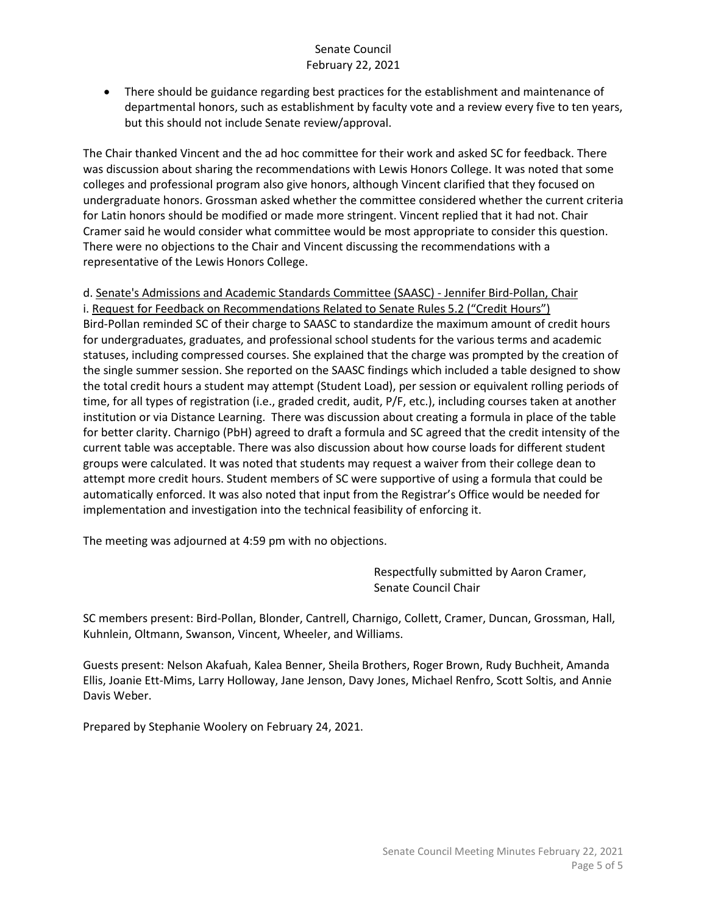- There should be guidance regarding best practices for the establishment and maintenance of departmental honors, such as establishment by faculty vote and a review every five to ten years, but this should not include Senate review/approval.

The Chair thanked Vincent and the ad hoc committee for their work and asked SC for feedback. There was discussion about sharing the recommendations with Lewis Honors College. It was noted that some colleges and professional program also give honors, although Vincent clarified that they focused on undergraduate honors. Grossman asked whether the committee considered whether the current criteria for Latin honors should be modified or made more stringent. Vincent replied that it had not. Chair Cramer said he would consider what committee would be most appropriate to consider this question. There were no objections to the Chair and Vincent discussing the recommendations with a representative of the Lewis Honors College.

d. <u>Senate's Admissions and Academic Standards Committee (SAASC) - Jennifer Bird-Pollan, Chair</u>
i. <u>Request for Feedback on Recommendations Related to Senate Rules 5.2 ("Credit Hours")</u>
Bird-Pollan reminded SC of their charge to SAASC to standardize the maximum amount of credit hours for undergraduates, graduates, and professional school students for the various terms and academic statuses, including compressed courses. She explained that the charge was prompted by the creation of the single summer session. She reported on the SAASC findings which included a table designed to show the total credit hours a student may attempt (Student Load), per session or equivalent rolling periods of time, for all types of registration (i.e., graded credit, audit, P/F, etc.), including courses taken at another institution or via Distance Learning. There was discussion about creating a formula in place of the table for better clarity. Charnigo (PbH) agreed to draft a formula and SC agreed that the credit intensity of the current table was acceptable. There was also discussion about how course loads for different student groups were calculated. It was noted that students may request a waiver from their college dean to attempt more credit hours. Student members of SC were supportive of using a formula that could be automatically enforced. It was also noted that input from the Registrar's Office would be needed for implementation and investigation into the technical feasibility of enforcing it.

The meeting was adjourned at 4:59 pm with no objections.

Respectfully submitted by Aaron Cramer,
Senate Council Chair

SC members present: Bird-Pollan, Blonder, Cantrell, Charnigo, Collett, Cramer, Duncan, Grossman, Hall, Kuhnlein, Oltmann, Swanson, Vincent, Wheeler, and Williams.

Guests present: Nelson Akafuah, Kalea Benner, Sheila Brothers, Roger Brown, Rudy Buchheit, Amanda Ellis, Joanie Ett-Mims, Larry Holloway, Jane Jenson, Davy Jones, Michael Renfro, Scott Soltis, and Annie Davis Weber.

Prepared by Stephanie Woolery on February 24, 2021.